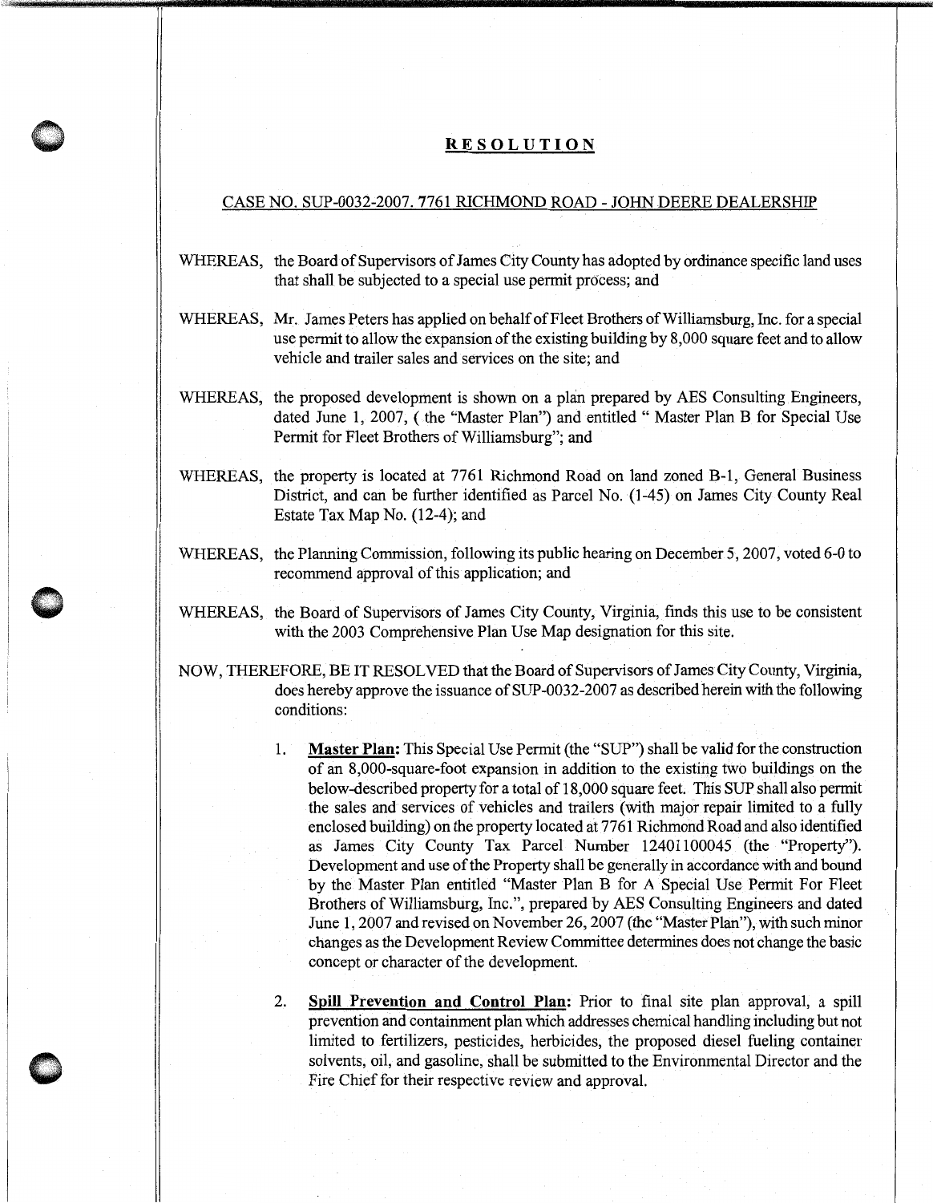# RESOLUTION

## CASE NO. SUP-0032-2007. 7761 RICHMOND ROAD - JOHN DEERE DEALERSHIP

WHEREAS, the Board of Supervisors of James City County has adopted by ordinance specific land uses that shall be subjected to a special use permit process; and

WHEREAS, Mr. James Peters has applied on behalf of Fleet Brothers of Williamsburg, Inc. for a special use permit to allow the expansion of the existing building by 8,000 square feet and to allow vehicle and trailer sales and services on the site; and

WHEREAS, the proposed development is shown on a plan prepared by AES Consulting Engineers, dated June 1, 2007, ( the "Master Plan") and entitled " Master Plan B for Special Use Permit for Fleet Brothers of Williamsburg"; and

WHEREAS, the property is located at 7761 Richmond Road on land zoned B-1, General Business District, and can be further identified as Parcel No. (1-45) on James City County Real Estate Tax Map No. (12-4); and

WHEREAS, the Planning Commission, following its public hearing on December 5, 2007, voted 6-0 to recommend approval of this application; and

WHEREAS, the Board of Supervisors of James City County, Virginia, finds this use to be consistent with the 2003 Comprehensive Plan Use Map designation for this site.

NOW, THEREFORE, BE IT RESOLVED that the Board of Supervisors of James City County, Virginia, does hereby approve the issuance of SUP-0032-2007 as described herein with the following conditions:

1. **Master Plan:** This Special Use Permit (the "SUP") shall be valid for the construction of an 8,000-square-foot expansion in addition to the existing two buildings on the below-described property for a total of 18,000 square feet. This SUP shall also permit the sales and services of vehicles and trailers (with major repair limited to a fully enclosed building) on the property located at 7761 Richmond Road and also identified as James City County Tax Parcel Number 12401100045 (the "Property"). Development and use of the Property shall be generally in accordance with and bound by the Master Plan entitled "Master Plan B for A Special Use Permit For Fleet Brothers of Williamsburg, Inc.", prepared by AES Consulting Engineers and dated June 1, 2007 and revised on November 26, 2007 (the "Master Plan"), with such minor changes as the Development Review Committee determines does not change the basic concept or character of the development.

2. **Spill Prevention and Control Plan:** Prior to final site plan approval, a spill prevention and containment plan which addresses chemical handling including but not limited to fertilizers, pesticides, herbicides, the proposed diesel fueling container solvents, oil, and gasoline, shall be submitted to the Environmental Director and the Fire Chief for their respective review and approval.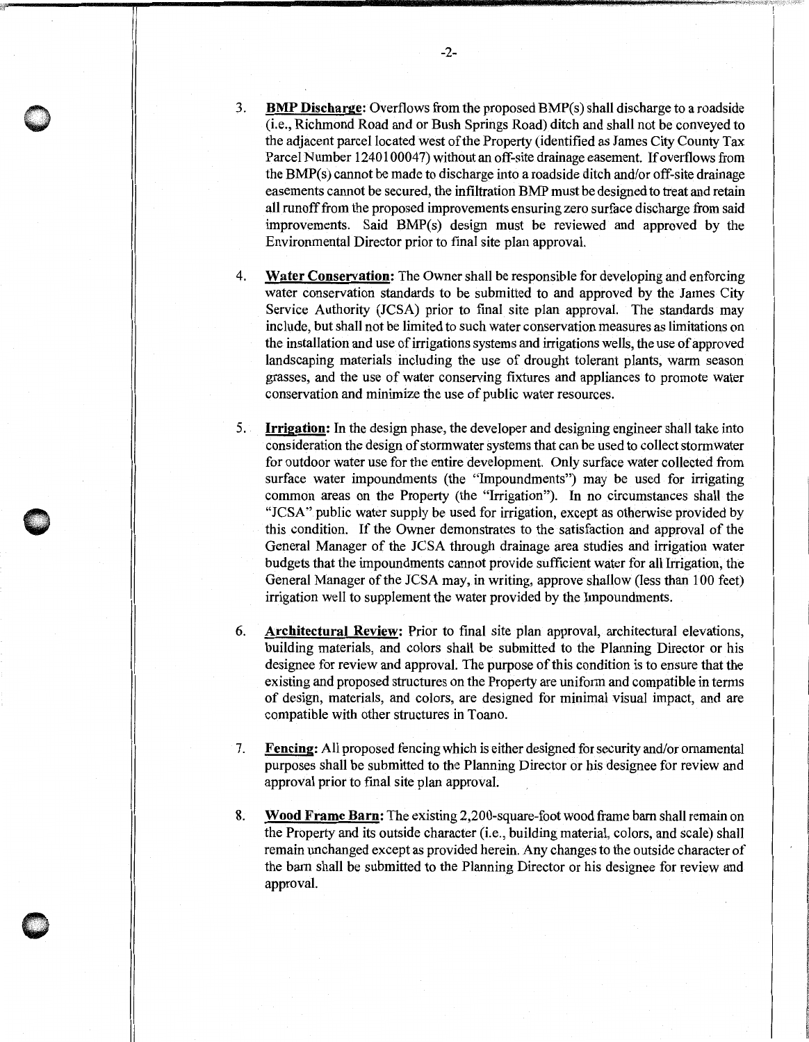3. **BMP Discharge:** Overflows from the proposed BMP(s) shall discharge to a roadside (i.e., Richmond Road and or Bush Springs Road) ditch and shall not be conveyed to the adjacent parcel located west of the Property (identified as James City County Tax Parcel Number 1240100047) without an off-site drainage easement. If overflows from the BMP(s) cannot be made to discharge into a roadside ditch and/or off-site drainage easements cannot be secured, the infiltration BMP must be designed to treat and retain all runoff from the proposed improvements ensuring zero surface discharge from said improvements. Said BMP(s) design must be reviewed and approved by the Environmental Director prior to final site plan approval.

4. **Water Conservation:** The Owner shall be responsible for developing and enforcing water conservation standards to be submitted to and approved by the James City Service Authority (JCSA) prior to final site plan approval. The standards may include, but shall not be limited to such water conservation measures as limitations on the installation and use of irrigations systems and irrigations wells, the use of approved landscaping materials including the use of drought tolerant plants, warm season grasses, and the use of water conserving fixtures and appliances to promote water conservation and minimize the use of public water resources.

5. **Irrigation:** In the design phase, the developer and designing engineer shall take into consideration the design of stormwater systems that can be used to collect stormwater for outdoor water use for the entire development. Only surface water collected from surface water impoundments (the "Impoundments") may be used for irrigating common areas on the Property (the "Irrigation"). In no circumstances shall the "JCSA" public water supply be used for irrigation, except as otherwise provided by this condition. If the Owner demonstrates to the satisfaction and approval of the General Manager of the JCSA through drainage area studies and irrigation water budgets that the impoundments cannot provide sufficient water for all Irrigation, the General Manager of the JCSA may, in writing, approve shallow (less than 100 feet) irrigation well to supplement the water provided by the Impoundments.

6. **Architectural Review:** Prior to final site plan approval, architectural elevations, building materials, and colors shall be submitted to the Planning Director or his designee for review and approval. The purpose of this condition is to ensure that the existing and proposed structures on the Property are uniform and compatible in terms of design, materials, and colors, are designed for minimal visual impact, and are compatible with other structures in Toano.

7. **Fencing:** All proposed fencing which is either designed for security and/or ornamental purposes shall be submitted to the Planning Director or his designee for review and approval prior to final site plan approval.

8. **Wood Frame Barn:** The existing 2,200-square-foot wood frame barn shall remain on the Property and its outside character (i.e., building material, colors, and scale) shall remain unchanged except as provided herein. Any changes to the outside character of the barn shall be submitted to the Planning Director or his designee for review and approval.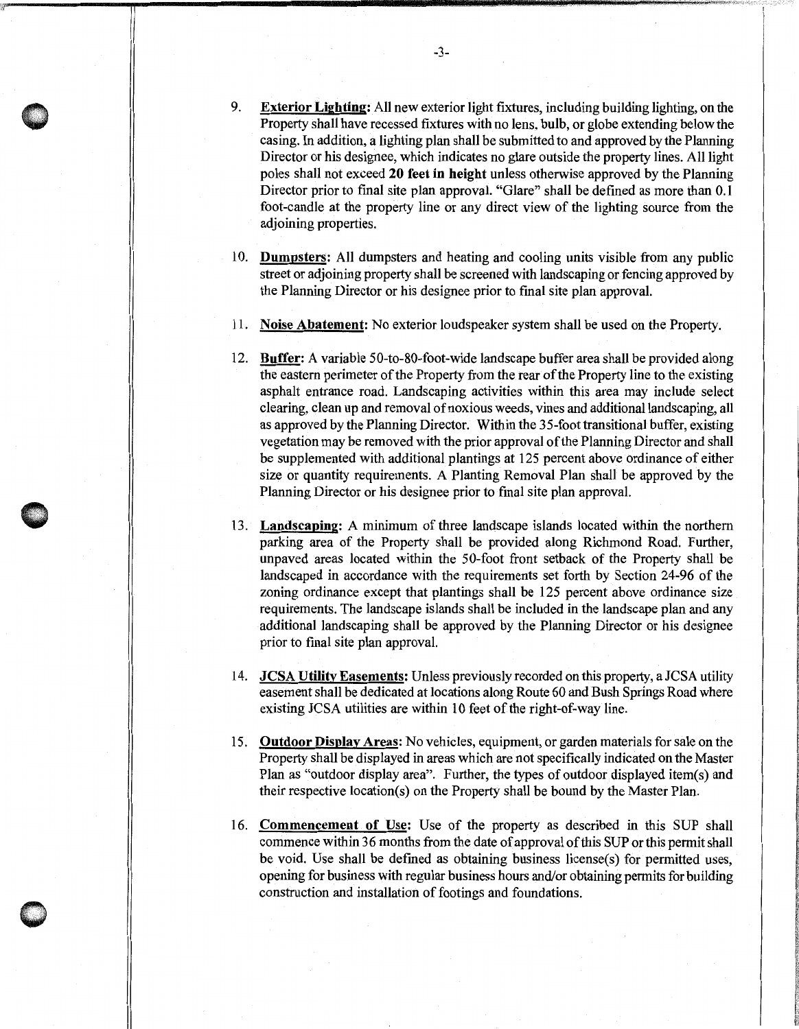9. **Exterior Lighting:** All new exterior light fixtures, including building lighting, on the Property shall have recessed fixtures with no lens, bulb, or globe extending below the casing. In addition, a lighting plan shall be submitted to and approved by the Planning Director or his designee, which indicates no glare outside the property lines. All light poles shall not exceed **20 feet in height** unless otherwise approved by the Planning Director prior to final site plan approval. "Glare" shall be defined as more than 0.1 foot-candle at the property line or any direct view of the lighting source from the adjoining properties.

10. **Dumpsters:** All dumpsters and heating and cooling units visible from any public street or adjoining property shall be screened with landscaping or fencing approved by the Planning Director or his designee prior to final site plan approval.

11. **Noise Abatement:** No exterior loudspeaker system shall be used on the Property.

12. **Buffer:** A variable 50-to-80-foot-wide landscape buffer area shall be provided along the eastern perimeter of the Property from the rear of the Property line to the existing asphalt entrance road. Landscaping activities within this area may include select clearing, clean up and removal of noxious weeds, vines and additional landscaping, all as approved by the Planning Director. Within the 35-foot transitional buffer, existing vegetation may be removed with the prior approval of the Planning Director and shall be supplemented with additional plantings at 125 percent above ordinance of either size or quantity requirements. A Planting Removal Plan shall be approved by the Planning Director or his designee prior to final site plan approval.

13. **Landscaping:** A minimum of three landscape islands located within the northern parking area of the Property shall be provided along Richmond Road. Further, unpaved areas located within the 50-foot front setback of the Property shall be landscaped in accordance with the requirements set forth by Section 24-96 of the zoning ordinance except that plantings shall be 125 percent above ordinance size requirements. The landscape islands shall be included in the landscape plan and any additional landscaping shall be approved by the Planning Director or his designee prior to final site plan approval.

14. **JCSA Utility Easements:** Unless previously recorded on this property, a JCSA utility easement shall be dedicated at locations along Route 60 and Bush Springs Road where existing JCSA utilities are within 10 feet of the right-of-way line.

15. **Outdoor Display Areas:** No vehicles, equipment, or garden materials for sale on the Property shall be displayed in areas which are not specifically indicated on the Master Plan as "outdoor display area". Further, the types of outdoor displayed item(s) and their respective location(s) on the Property shall be bound by the Master Plan.

16. **Commencement of Use:** Use of the property as described in this SUP shall commence within 36 months from the date of approval of this SUP or this permit shall be void. Use shall be defined as obtaining business license(s) for permitted uses, opening for business with regular business hours and/or obtaining permits for building construction and installation of footings and foundations.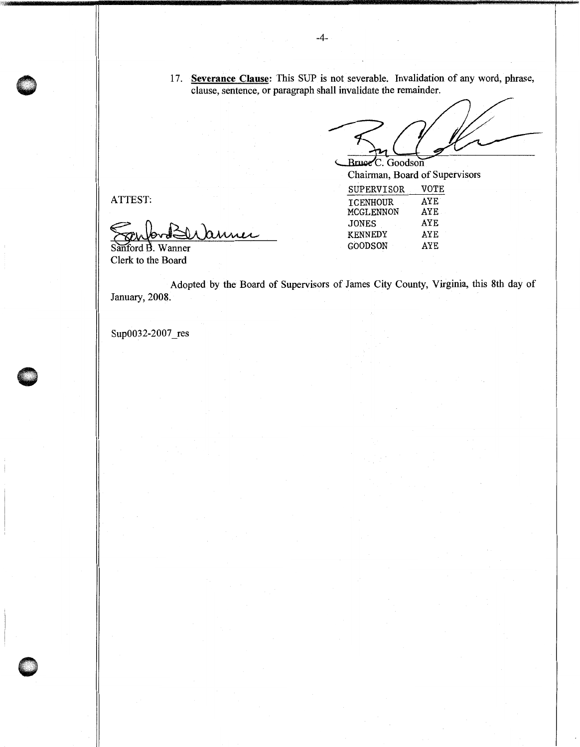17. **Severance Clause**: This SUP is not severable. Invalidation of any word, phrase, clause, sentence, or paragraph shall invalidate the remainder.

Bruce C. Goodson
Chairman, Board of Supervisors

| SUPERVISOR | VOTE |
|---|---|
| ICENHOUR | AYE |
| MCGLENNON | AYE |
| JONES | AYE |
| KENNEDY | AYE |
| GOODSON | AYE |

ATTEST:

Sanford B. Wanner
Clerk to the Board

Adopted by the Board of Supervisors of James City County, Virginia, this 8th day of January, 2008.

Sup0032-2007_res